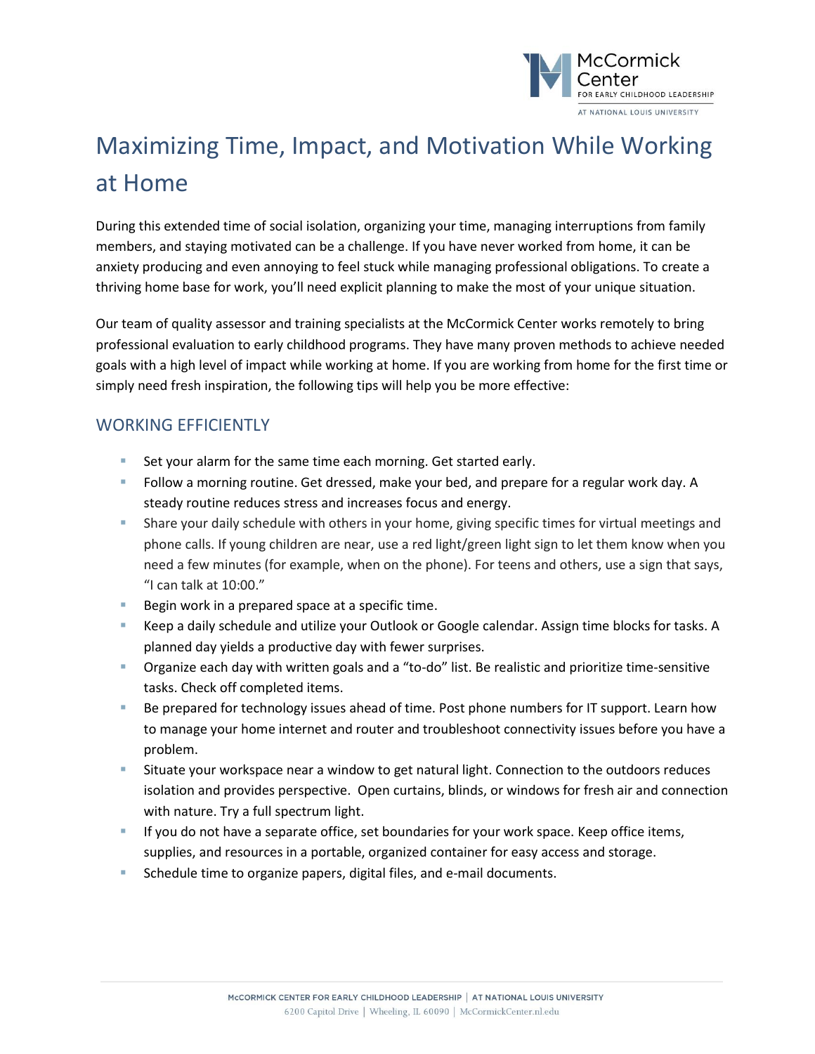# Maximizing Time, Impact, and Motivation While Working at Home

During this extended time of social isolation, organizing your time, managing interruptions from family members, and staying motivated can be a challenge. If you have never worked from home, it can be anxiety producing and even annoying to feel stuck while managing professional obligations. To create a thriving home base for work, you'll need explicit planning to make the most of your unique situation.

Our team of quality assessor and training specialists at the McCormick Center works remotely to bring professional evaluation to early childhood programs. They have many proven methods to achieve needed goals with a high level of impact while working at home. If you are working from home for the first time or simply need fresh inspiration, the following tips will help you be more effective:

## WORKING EFFICIENTLY

- Set your alarm for the same time each morning. Get started early.
- Follow a morning routine. Get dressed, make your bed, and prepare for a regular work day. A steady routine reduces stress and increases focus and energy.
- Share your daily schedule with others in your home, giving specific times for virtual meetings and phone calls. If young children are near, use a red light/green light sign to let them know when you need a few minutes (for example, when on the phone). For teens and others, use a sign that says, "I can talk at 10:00."
- Begin work in a prepared space at a specific time.
- Keep a daily schedule and utilize your Outlook or Google calendar. Assign time blocks for tasks. A planned day yields a productive day with fewer surprises.
- Organize each day with written goals and a "to-do" list. Be realistic and prioritize time-sensitive tasks. Check off completed items.
- Be prepared for technology issues ahead of time. Post phone numbers for IT support. Learn how to manage your home internet and router and troubleshoot connectivity issues before you have a problem.
- Situate your workspace near a window to get natural light. Connection to the outdoors reduces isolation and provides perspective. Open curtains, blinds, or windows for fresh air and connection with nature. Try a full spectrum light.
- If you do not have a separate office, set boundaries for your work space. Keep office items, supplies, and resources in a portable, organized container for easy access and storage.
- Schedule time to organize papers, digital files, and e-mail documents.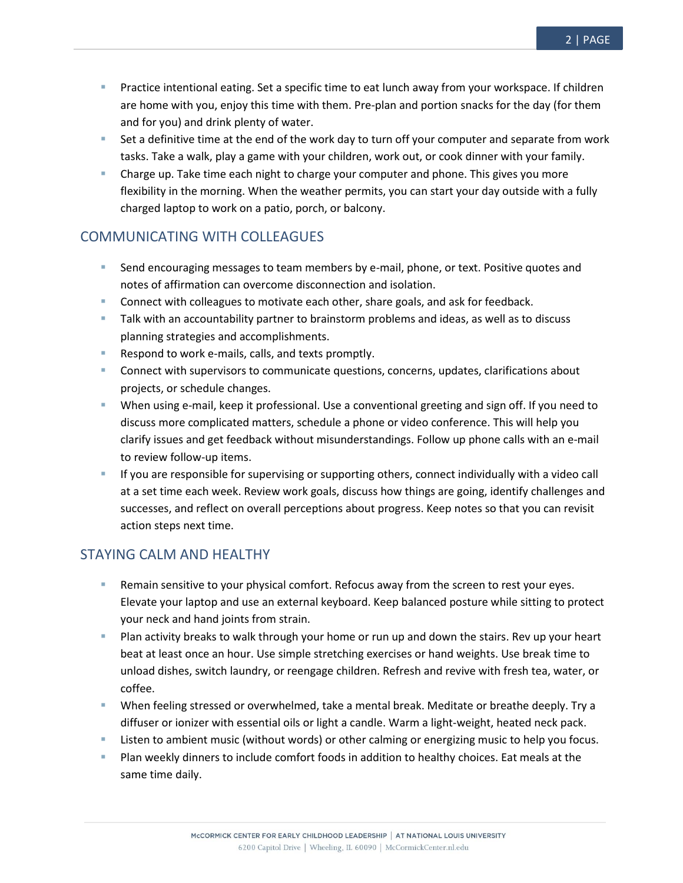- Practice intentional eating. Set a specific time to eat lunch away from your workspace. If children are home with you, enjoy this time with them. Pre-plan and portion snacks for the day (for them and for you) and drink plenty of water.
- Set a definitive time at the end of the work day to turn off your computer and separate from work tasks. Take a walk, play a game with your children, work out, or cook dinner with your family.
- Charge up. Take time each night to charge your computer and phone. This gives you more flexibility in the morning. When the weather permits, you can start your day outside with a fully charged laptop to work on a patio, porch, or balcony.

## COMMUNICATING WITH COLLEAGUES

- Send encouraging messages to team members by e-mail, phone, or text. Positive quotes and notes of affirmation can overcome disconnection and isolation.
- Connect with colleagues to motivate each other, share goals, and ask for feedback.
- Talk with an accountability partner to brainstorm problems and ideas, as well as to discuss planning strategies and accomplishments.
- Respond to work e-mails, calls, and texts promptly.
- Connect with supervisors to communicate questions, concerns, updates, clarifications about projects, or schedule changes.
- When using e-mail, keep it professional. Use a conventional greeting and sign off. If you need to discuss more complicated matters, schedule a phone or video conference. This will help you clarify issues and get feedback without misunderstandings. Follow up phone calls with an e-mail to review follow-up items.
- If you are responsible for supervising or supporting others, connect individually with a video call at a set time each week. Review work goals, discuss how things are going, identify challenges and successes, and reflect on overall perceptions about progress. Keep notes so that you can revisit action steps next time.

## STAYING CALM AND HEALTHY

- Remain sensitive to your physical comfort. Refocus away from the screen to rest your eyes. Elevate your laptop and use an external keyboard. Keep balanced posture while sitting to protect your neck and hand joints from strain.
- Plan activity breaks to walk through your home or run up and down the stairs. Rev up your heart beat at least once an hour. Use simple stretching exercises or hand weights. Use break time to unload dishes, switch laundry, or reengage children. Refresh and revive with fresh tea, water, or coffee.
- When feeling stressed or overwhelmed, take a mental break. Meditate or breathe deeply. Try a diffuser or ionizer with essential oils or light a candle. Warm a light-weight, heated neck pack.
- Listen to ambient music (without words) or other calming or energizing music to help you focus.
- Plan weekly dinners to include comfort foods in addition to healthy choices. Eat meals at the same time daily.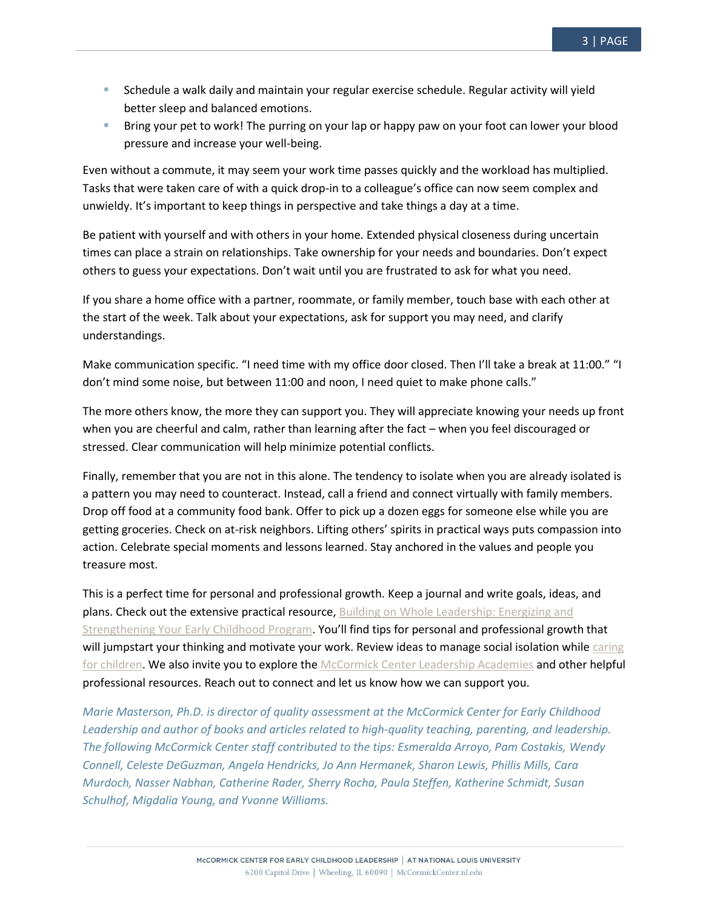- Schedule a walk daily and maintain your regular exercise schedule. Regular activity will yield better sleep and balanced emotions.
- Bring your pet to work! The purring on your lap or happy paw on your foot can lower your blood pressure and increase your well-being.

Even without a commute, it may seem your work time passes quickly and the workload has multiplied. Tasks that were taken care of with a quick drop-in to a colleague's office can now seem complex and unwieldy. It's important to keep things in perspective and take things a day at a time.

Be patient with yourself and with others in your home. Extended physical closeness during uncertain times can place a strain on relationships. Take ownership for your needs and boundaries. Don't expect others to guess your expectations. Don't wait until you are frustrated to ask for what you need.

If you share a home office with a partner, roommate, or family member, touch base with each other at the start of the week. Talk about your expectations, ask for support you may need, and clarify understandings.

Make communication specific. "I need time with my office door closed. Then I'll take a break at 11:00." "I don't mind some noise, but between 11:00 and noon, I need quiet to make phone calls."

The more others know, the more they can support you. They will appreciate knowing your needs up front when you are cheerful and calm, rather than learning after the fact – when you feel discouraged or stressed. Clear communication will help minimize potential conflicts.

Finally, remember that you are not in this alone. The tendency to isolate when you are already isolated is a pattern you may need to counteract. Instead, call a friend and connect virtually with family members. Drop off food at a community food bank. Offer to pick up a dozen eggs for someone else while you are getting groceries. Check on at-risk neighbors. Lifting others' spirits in practical ways puts compassion into action. Celebrate special moments and lessons learned. Stay anchored in the values and people you treasure most.

This is a perfect time for personal and professional growth. Keep a journal and write goals, ideas, and plans. Check out the extensive practical resource, Building on Whole Leadership: Energizing and Strengthening Your Early Childhood Program. You'll find tips for personal and professional growth that will jumpstart your thinking and motivate your work. Review ideas to manage social isolation while caring for children. We also invite you to explore the McCormick Center Leadership Academies and other helpful professional resources. Reach out to connect and let us know how we can support you.

*Marie Masterson, Ph.D. is director of quality assessment at the McCormick Center for Early Childhood Leadership and author of books and articles related to high-quality teaching, parenting, and leadership. The following McCormick Center staff contributed to the tips: Esmeralda Arroyo, Pam Costakis, Wendy Connell, Celeste DeGuzman, Angela Hendricks, Jo Ann Hermanek, Sharon Lewis, Phillis Mills, Cara Murdoch, Nasser Nabhan, Catherine Rader, Sherry Rocha, Paula Steffen, Katherine Schmidt, Susan Schulhof, Migdalia Young, and Yvonne Williams.*